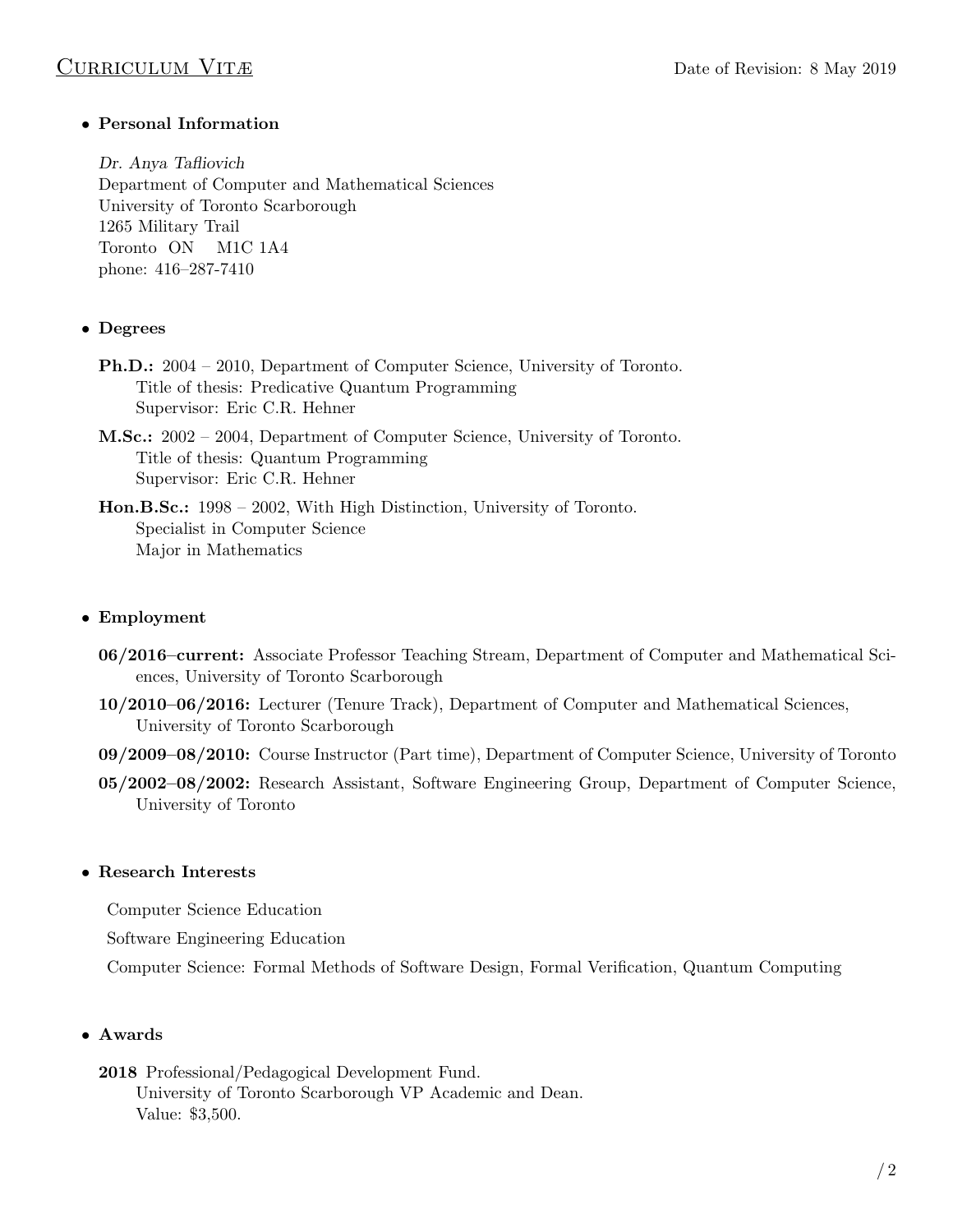# Curriculum Vitæ

Date of Revision: 8 May 2019

## Personal Information

*Dr. Anya Tafliovich*
Department of Computer and Mathematical Sciences
University of Toronto Scarborough
1265 Military Trail
Toronto ON M1C 1A4
phone: 416–287-7410

## Degrees

**Ph.D.:** 2004 – 2010, Department of Computer Science, University of Toronto.
Title of thesis: Predicative Quantum Programming
Supervisor: Eric C.R. Hehner

**M.Sc.:** 2002 – 2004, Department of Computer Science, University of Toronto.
Title of thesis: Quantum Programming
Supervisor: Eric C.R. Hehner

**Hon.B.Sc.:** 1998 – 2002, With High Distinction, University of Toronto.
Specialist in Computer Science
Major in Mathematics

## Employment

**06/2016–current:** Associate Professor Teaching Stream, Department of Computer and Mathematical Sciences, University of Toronto Scarborough

**10/2010–06/2016:** Lecturer (Tenure Track), Department of Computer and Mathematical Sciences, University of Toronto Scarborough

**09/2009–08/2010:** Course Instructor (Part time), Department of Computer Science, University of Toronto

**05/2002–08/2002:** Research Assistant, Software Engineering Group, Department of Computer Science, University of Toronto

## Research Interests

Computer Science Education

Software Engineering Education

Computer Science: Formal Methods of Software Design, Formal Verification, Quantum Computing

## Awards

**2018** Professional/Pedagogical Development Fund.
University of Toronto Scarborough VP Academic and Dean.
Value: $3,500.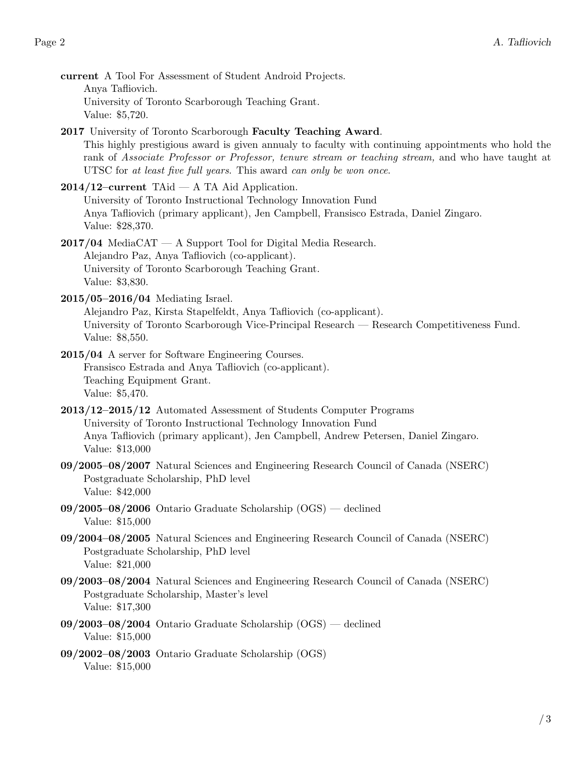**current** A Tool For Assessment of Student Android Projects.
Anya Tafliovich.
University of Toronto Scarborough Teaching Grant.
Value: $5,720.

**2017** University of Toronto Scarborough **Faculty Teaching Award**.
This highly prestigious award is given annualy to faculty with continuing appointments who hold the rank of *Associate Professor or Professor, tenure stream or teaching stream,* and who have taught at UTSC for *at least five full years*. This award *can only be won once*.

**2014/12–current** TAid — A TA Aid Application.
University of Toronto Instructional Technology Innovation Fund
Anya Tafliovich (primary applicant), Jen Campbell, Fransisco Estrada, Daniel Zingaro.
Value: $28,370.

**2017/04** MediaCAT — A Support Tool for Digital Media Research.
Alejandro Paz, Anya Tafliovich (co-applicant).
University of Toronto Scarborough Teaching Grant.
Value: $3,830.

**2015/05–2016/04** Mediating Israel.
Alejandro Paz, Kirsta Stapelfeldt, Anya Tafliovich (co-applicant).
University of Toronto Scarborough Vice-Principal Research — Research Competitiveness Fund.
Value: $8,550.

**2015/04** A server for Software Engineering Courses.
Fransisco Estrada and Anya Tafliovich (co-applicant).
Teaching Equipment Grant.
Value: $5,470.

**2013/12–2015/12** Automated Assessment of Students Computer Programs
University of Toronto Instructional Technology Innovation Fund
Anya Tafliovich (primary applicant), Jen Campbell, Andrew Petersen, Daniel Zingaro.
Value: $13,000

**09/2005–08/2007** Natural Sciences and Engineering Research Council of Canada (NSERC)
Postgraduate Scholarship, PhD level
Value: $42,000

**09/2005–08/2006** Ontario Graduate Scholarship (OGS) — declined
Value: $15,000

**09/2004–08/2005** Natural Sciences and Engineering Research Council of Canada (NSERC)
Postgraduate Scholarship, PhD level
Value: $21,000

**09/2003–08/2004** Natural Sciences and Engineering Research Council of Canada (NSERC)
Postgraduate Scholarship, Master's level
Value: $17,300

**09/2003–08/2004** Ontario Graduate Scholarship (OGS) — declined
Value: $15,000

**09/2002–08/2003** Ontario Graduate Scholarship (OGS)
Value: $15,000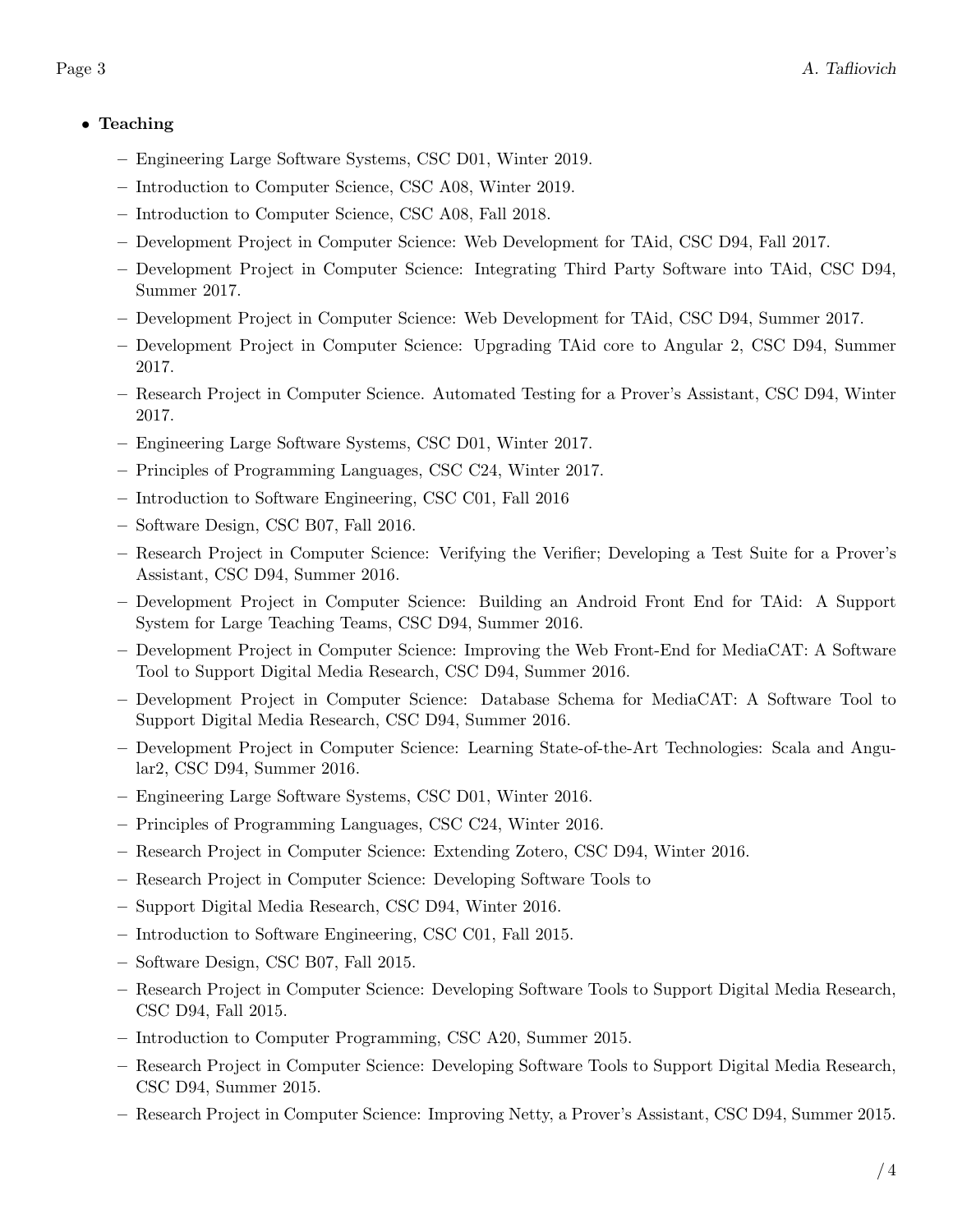- **Teaching**
  - Engineering Large Software Systems, CSC D01, Winter 2019.
  - Introduction to Computer Science, CSC A08, Winter 2019.
  - Introduction to Computer Science, CSC A08, Fall 2018.
  - Development Project in Computer Science: Web Development for TAid, CSC D94, Fall 2017.
  - Development Project in Computer Science: Integrating Third Party Software into TAid, CSC D94, Summer 2017.
  - Development Project in Computer Science: Web Development for TAid, CSC D94, Summer 2017.
  - Development Project in Computer Science: Upgrading TAid core to Angular 2, CSC D94, Summer 2017.
  - Research Project in Computer Science. Automated Testing for a Prover's Assistant, CSC D94, Winter 2017.
  - Engineering Large Software Systems, CSC D01, Winter 2017.
  - Principles of Programming Languages, CSC C24, Winter 2017.
  - Introduction to Software Engineering, CSC C01, Fall 2016
  - Software Design, CSC B07, Fall 2016.
  - Research Project in Computer Science: Verifying the Verifier; Developing a Test Suite for a Prover's Assistant, CSC D94, Summer 2016.
  - Development Project in Computer Science: Building an Android Front End for TAid: A Support System for Large Teaching Teams, CSC D94, Summer 2016.
  - Development Project in Computer Science: Improving the Web Front-End for MediaCAT: A Software Tool to Support Digital Media Research, CSC D94, Summer 2016.
  - Development Project in Computer Science: Database Schema for MediaCAT: A Software Tool to Support Digital Media Research, CSC D94, Summer 2016.
  - Development Project in Computer Science: Learning State-of-the-Art Technologies: Scala and Angular2, CSC D94, Summer 2016.
  - Engineering Large Software Systems, CSC D01, Winter 2016.
  - Principles of Programming Languages, CSC C24, Winter 2016.
  - Research Project in Computer Science: Extending Zotero, CSC D94, Winter 2016.
  - Research Project in Computer Science: Developing Software Tools to
  - Support Digital Media Research, CSC D94, Winter 2016.
  - Introduction to Software Engineering, CSC C01, Fall 2015.
  - Software Design, CSC B07, Fall 2015.
  - Research Project in Computer Science: Developing Software Tools to Support Digital Media Research, CSC D94, Fall 2015.
  - Introduction to Computer Programming, CSC A20, Summer 2015.
  - Research Project in Computer Science: Developing Software Tools to Support Digital Media Research, CSC D94, Summer 2015.
  - Research Project in Computer Science: Improving Netty, a Prover's Assistant, CSC D94, Summer 2015.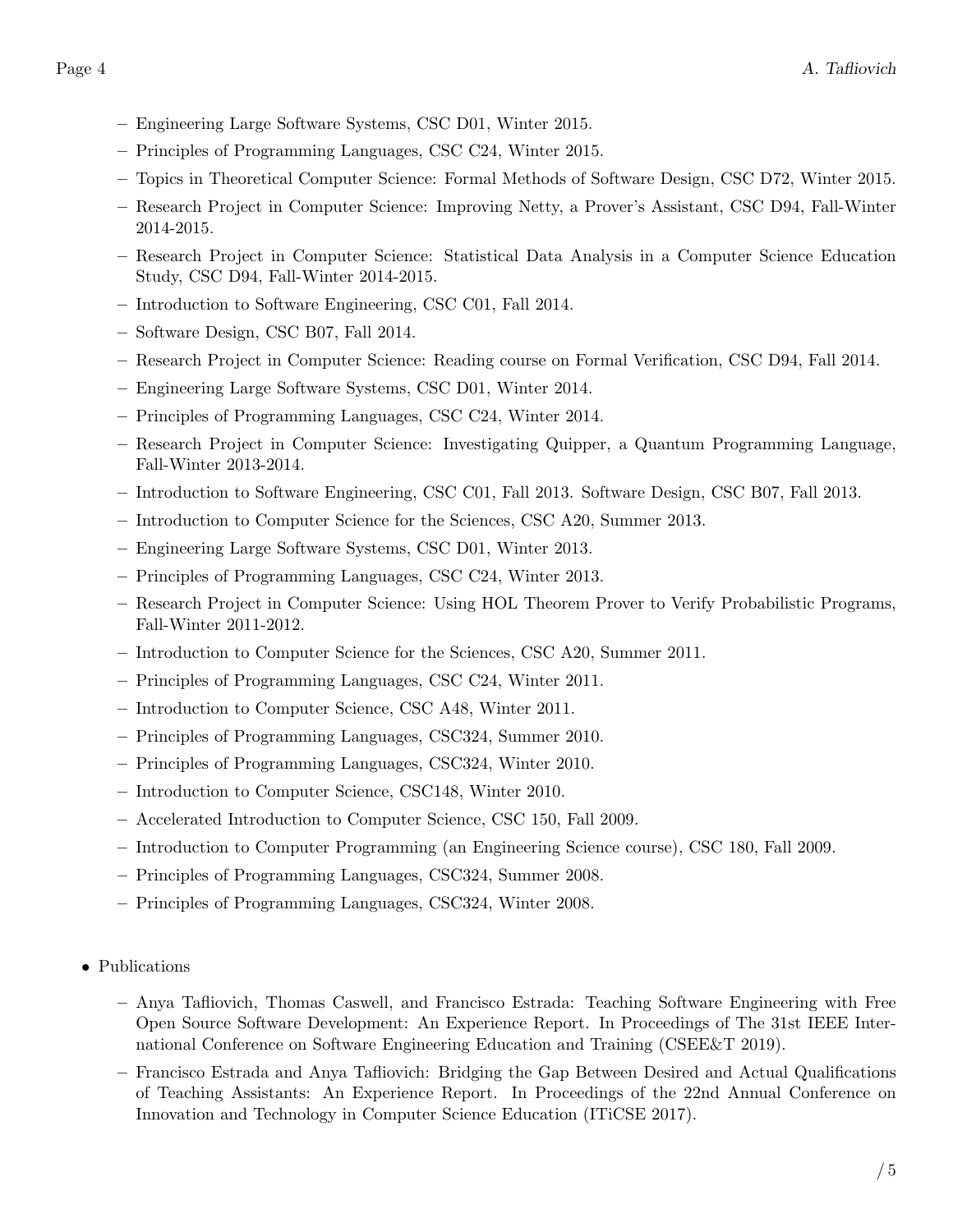- Engineering Large Software Systems, CSC D01, Winter 2015.
- Principles of Programming Languages, CSC C24, Winter 2015.
- Topics in Theoretical Computer Science: Formal Methods of Software Design, CSC D72, Winter 2015.
- Research Project in Computer Science: Improving Netty, a Prover's Assistant, CSC D94, Fall-Winter 2014-2015.
- Research Project in Computer Science: Statistical Data Analysis in a Computer Science Education Study, CSC D94, Fall-Winter 2014-2015.
- Introduction to Software Engineering, CSC C01, Fall 2014.
- Software Design, CSC B07, Fall 2014.
- Research Project in Computer Science: Reading course on Formal Verification, CSC D94, Fall 2014.
- Engineering Large Software Systems, CSC D01, Winter 2014.
- Principles of Programming Languages, CSC C24, Winter 2014.
- Research Project in Computer Science: Investigating Quipper, a Quantum Programming Language, Fall-Winter 2013-2014.
- Introduction to Software Engineering, CSC C01, Fall 2013. Software Design, CSC B07, Fall 2013.
- Introduction to Computer Science for the Sciences, CSC A20, Summer 2013.
- Engineering Large Software Systems, CSC D01, Winter 2013.
- Principles of Programming Languages, CSC C24, Winter 2013.
- Research Project in Computer Science: Using HOL Theorem Prover to Verify Probabilistic Programs, Fall-Winter 2011-2012.
- Introduction to Computer Science for the Sciences, CSC A20, Summer 2011.
- Principles of Programming Languages, CSC C24, Winter 2011.
- Introduction to Computer Science, CSC A48, Winter 2011.
- Principles of Programming Languages, CSC324, Summer 2010.
- Principles of Programming Languages, CSC324, Winter 2010.
- Introduction to Computer Science, CSC148, Winter 2010.
- Accelerated Introduction to Computer Science, CSC 150, Fall 2009.
- Introduction to Computer Programming (an Engineering Science course), CSC 180, Fall 2009.
- Principles of Programming Languages, CSC324, Summer 2008.
- Principles of Programming Languages, CSC324, Winter 2008.

- Publications
  - Anya Tafliovich, Thomas Caswell, and Francisco Estrada: Teaching Software Engineering with Free Open Source Software Development: An Experience Report. In Proceedings of The 31st IEEE International Conference on Software Engineering Education and Training (CSEE&T 2019).
  - Francisco Estrada and Anya Tafliovich: Bridging the Gap Between Desired and Actual Qualifications of Teaching Assistants: An Experience Report. In Proceedings of the 22nd Annual Conference on Innovation and Technology in Computer Science Education (ITiCSE 2017).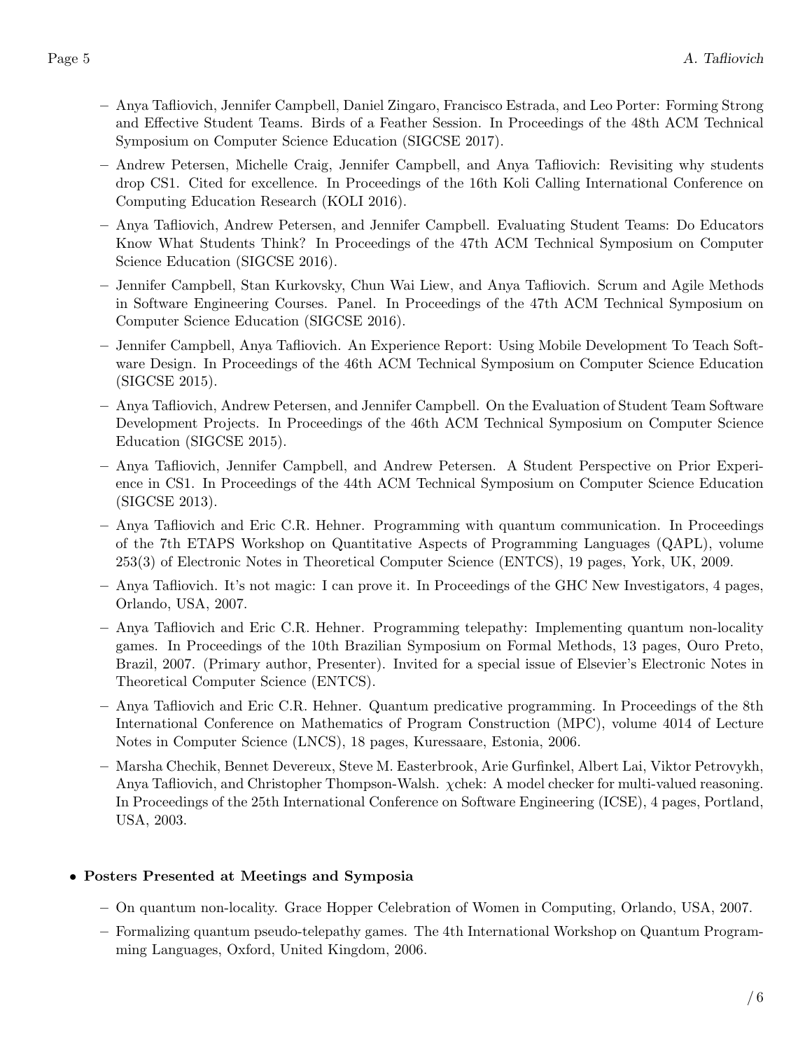- Anya Tafliovich, Jennifer Campbell, Daniel Zingaro, Francisco Estrada, and Leo Porter: Forming Strong and Effective Student Teams. Birds of a Feather Session. In Proceedings of the 48th ACM Technical Symposium on Computer Science Education (SIGCSE 2017).
- Andrew Petersen, Michelle Craig, Jennifer Campbell, and Anya Tafliovich: Revisiting why students drop CS1. Cited for excellence. In Proceedings of the 16th Koli Calling International Conference on Computing Education Research (KOLI 2016).
- Anya Tafliovich, Andrew Petersen, and Jennifer Campbell. Evaluating Student Teams: Do Educators Know What Students Think? In Proceedings of the 47th ACM Technical Symposium on Computer Science Education (SIGCSE 2016).
- Jennifer Campbell, Stan Kurkovsky, Chun Wai Liew, and Anya Tafliovich. Scrum and Agile Methods in Software Engineering Courses. Panel. In Proceedings of the 47th ACM Technical Symposium on Computer Science Education (SIGCSE 2016).
- Jennifer Campbell, Anya Tafliovich. An Experience Report: Using Mobile Development To Teach Software Design. In Proceedings of the 46th ACM Technical Symposium on Computer Science Education (SIGCSE 2015).
- Anya Tafliovich, Andrew Petersen, and Jennifer Campbell. On the Evaluation of Student Team Software Development Projects. In Proceedings of the 46th ACM Technical Symposium on Computer Science Education (SIGCSE 2015).
- Anya Tafliovich, Jennifer Campbell, and Andrew Petersen. A Student Perspective on Prior Experience in CS1. In Proceedings of the 44th ACM Technical Symposium on Computer Science Education (SIGCSE 2013).
- Anya Tafliovich and Eric C.R. Hehner. Programming with quantum communication. In Proceedings of the 7th ETAPS Workshop on Quantitative Aspects of Programming Languages (QAPL), volume 253(3) of Electronic Notes in Theoretical Computer Science (ENTCS), 19 pages, York, UK, 2009.
- Anya Tafliovich. It's not magic: I can prove it. In Proceedings of the GHC New Investigators, 4 pages, Orlando, USA, 2007.
- Anya Tafliovich and Eric C.R. Hehner. Programming telepathy: Implementing quantum non-locality games. In Proceedings of the 10th Brazilian Symposium on Formal Methods, 13 pages, Ouro Preto, Brazil, 2007. (Primary author, Presenter). Invited for a special issue of Elsevier's Electronic Notes in Theoretical Computer Science (ENTCS).
- Anya Tafliovich and Eric C.R. Hehner. Quantum predicative programming. In Proceedings of the 8th International Conference on Mathematics of Program Construction (MPC), volume 4014 of Lecture Notes in Computer Science (LNCS), 18 pages, Kuressaare, Estonia, 2006.
- Marsha Chechik, Bennet Devereux, Steve M. Easterbrook, Arie Gurfinkel, Albert Lai, Viktor Petrovykh, Anya Tafliovich, and Christopher Thompson-Walsh. $\chi$chek: A model checker for multi-valued reasoning. In Proceedings of the 25th International Conference on Software Engineering (ICSE), 4 pages, Portland, USA, 2003.

- **Posters Presented at Meetings and Symposia**
  - On quantum non-locality. Grace Hopper Celebration of Women in Computing, Orlando, USA, 2007.
  - Formalizing quantum pseudo-telepathy games. The 4th International Workshop on Quantum Programming Languages, Oxford, United Kingdom, 2006.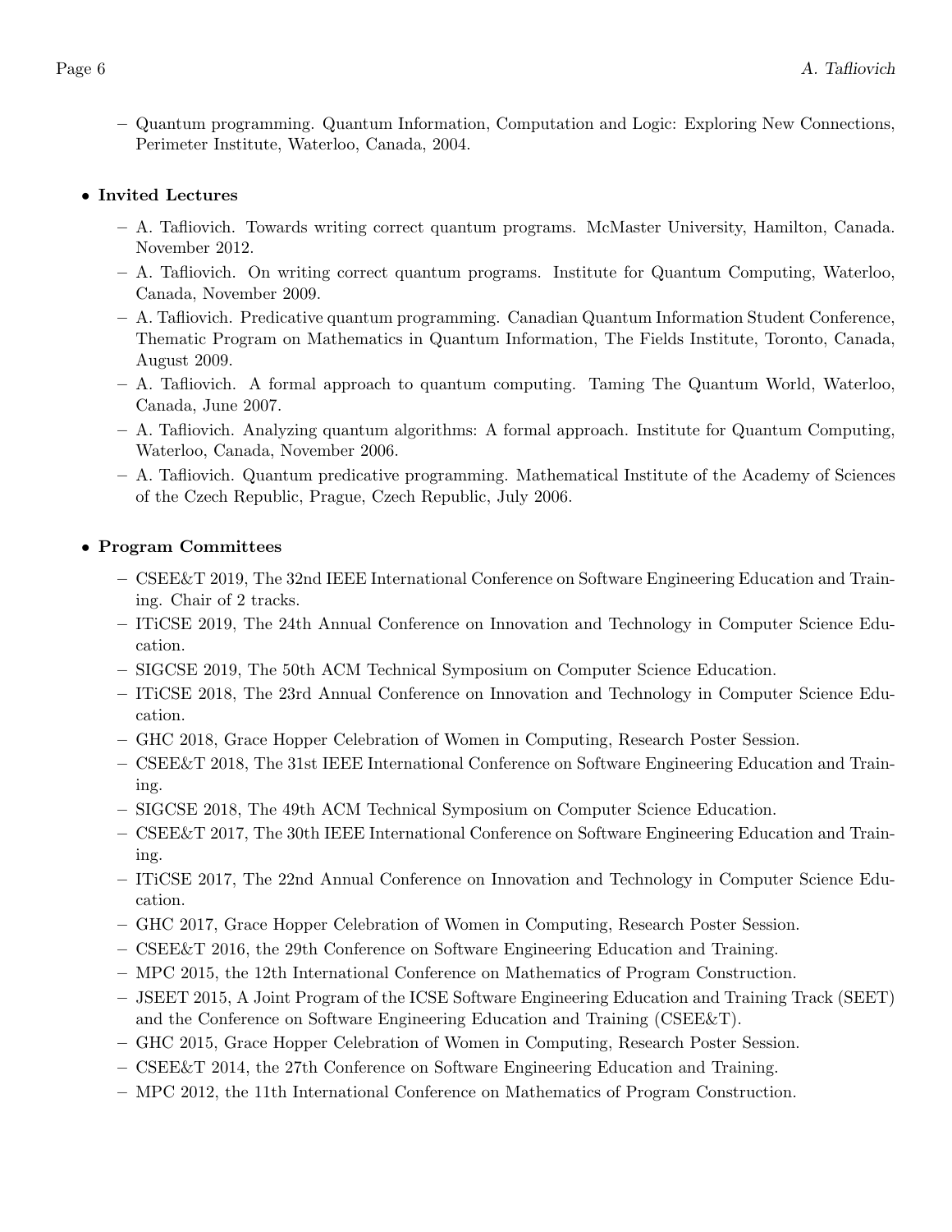- Quantum programming. Quantum Information, Computation and Logic: Exploring New Connections, Perimeter Institute, Waterloo, Canada, 2004.

- **Invited Lectures**
  - A. Tafliovich. Towards writing correct quantum programs. McMaster University, Hamilton, Canada. November 2012.
  - A. Tafliovich. On writing correct quantum programs. Institute for Quantum Computing, Waterloo, Canada, November 2009.
  - A. Tafliovich. Predicative quantum programming. Canadian Quantum Information Student Conference, Thematic Program on Mathematics in Quantum Information, The Fields Institute, Toronto, Canada, August 2009.
  - A. Tafliovich. A formal approach to quantum computing. Taming The Quantum World, Waterloo, Canada, June 2007.
  - A. Tafliovich. Analyzing quantum algorithms: A formal approach. Institute for Quantum Computing, Waterloo, Canada, November 2006.
  - A. Tafliovich. Quantum predicative programming. Mathematical Institute of the Academy of Sciences of the Czech Republic, Prague, Czech Republic, July 2006.

- **Program Committees**
  - CSEE&T 2019, The 32nd IEEE International Conference on Software Engineering Education and Training. Chair of 2 tracks.
  - ITiCSE 2019, The 24th Annual Conference on Innovation and Technology in Computer Science Education.
  - SIGCSE 2019, The 50th ACM Technical Symposium on Computer Science Education.
  - ITiCSE 2018, The 23rd Annual Conference on Innovation and Technology in Computer Science Education.
  - GHC 2018, Grace Hopper Celebration of Women in Computing, Research Poster Session.
  - CSEE&T 2018, The 31st IEEE International Conference on Software Engineering Education and Training.
  - SIGCSE 2018, The 49th ACM Technical Symposium on Computer Science Education.
  - CSEE&T 2017, The 30th IEEE International Conference on Software Engineering Education and Training.
  - ITiCSE 2017, The 22nd Annual Conference on Innovation and Technology in Computer Science Education.
  - GHC 2017, Grace Hopper Celebration of Women in Computing, Research Poster Session.
  - CSEE&T 2016, the 29th Conference on Software Engineering Education and Training.
  - MPC 2015, the 12th International Conference on Mathematics of Program Construction.
  - JSEET 2015, A Joint Program of the ICSE Software Engineering Education and Training Track (SEET) and the Conference on Software Engineering Education and Training (CSEE&T).
  - GHC 2015, Grace Hopper Celebration of Women in Computing, Research Poster Session.
  - CSEE&T 2014, the 27th Conference on Software Engineering Education and Training.
  - MPC 2012, the 11th International Conference on Mathematics of Program Construction.